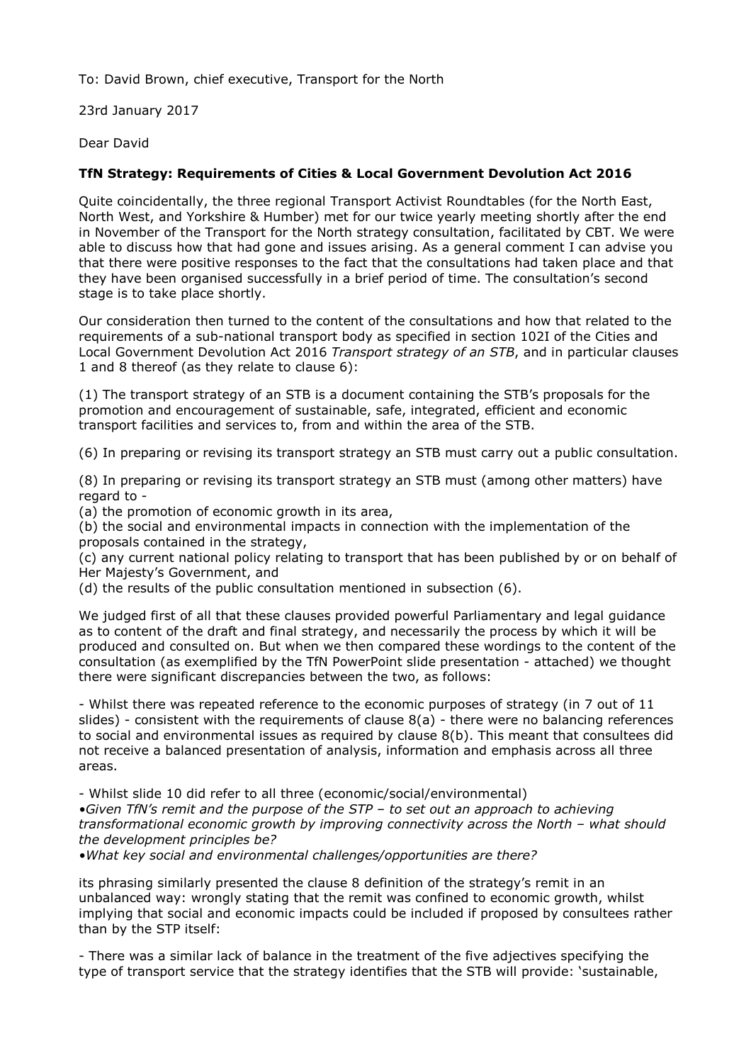To: David Brown, chief executive, Transport for the North

23rd January 2017

Dear David

**TfN Strategy: Requirements of Cities & Local Government Devolution Act 2016**

Quite coincidentally, the three regional Transport Activist Roundtables (for the North East, North West, and Yorkshire & Humber) met for our twice yearly meeting shortly after the end in November of the Transport for the North strategy consultation, facilitated by CBT. We were able to discuss how that had gone and issues arising. As a general comment I can advise you that there were positive responses to the fact that the consultations had taken place and that they have been organised successfully in a brief period of time. The consultation's second stage is to take place shortly.

Our consideration then turned to the content of the consultations and how that related to the requirements of a sub-national transport body as specified in section 102I of the Cities and Local Government Devolution Act 2016 *Transport strategy of an STB*, and in particular clauses 1 and 8 thereof (as they relate to clause 6):

(1) The transport strategy of an STB is a document containing the STB's proposals for the promotion and encouragement of sustainable, safe, integrated, efficient and economic transport facilities and services to, from and within the area of the STB.

(6) In preparing or revising its transport strategy an STB must carry out a public consultation.

(8) In preparing or revising its transport strategy an STB must (among other matters) have regard to -
(a) the promotion of economic growth in its area,
(b) the social and environmental impacts in connection with the implementation of the proposals contained in the strategy,
(c) any current national policy relating to transport that has been published by or on behalf of Her Majesty's Government, and
(d) the results of the public consultation mentioned in subsection (6).

We judged first of all that these clauses provided powerful Parliamentary and legal guidance as to content of the draft and final strategy, and necessarily the process by which it will be produced and consulted on. But when we then compared these wordings to the content of the consultation (as exemplified by the TfN PowerPoint slide presentation - attached) we thought there were significant discrepancies between the two, as follows:

- Whilst there was repeated reference to the economic purposes of strategy (in 7 out of 11 slides) - consistent with the requirements of clause 8(a) - there were no balancing references to social and environmental issues as required by clause 8(b). This meant that consultees did not receive a balanced presentation of analysis, information and emphasis across all three areas.

- Whilst slide 10 did refer to all three (economic/social/environmental)
•*Given TfN's remit and the purpose of the STP – to set out an approach to achieving transformational economic growth by improving connectivity across the North – what should the development principles be?*
•*What key social and environmental challenges/opportunities are there?*

its phrasing similarly presented the clause 8 definition of the strategy's remit in an unbalanced way: wrongly stating that the remit was confined to economic growth, whilst implying that social and economic impacts could be included if proposed by consultees rather than by the STP itself:

- There was a similar lack of balance in the treatment of the five adjectives specifying the type of transport service that the strategy identifies that the STB will provide: 'sustainable,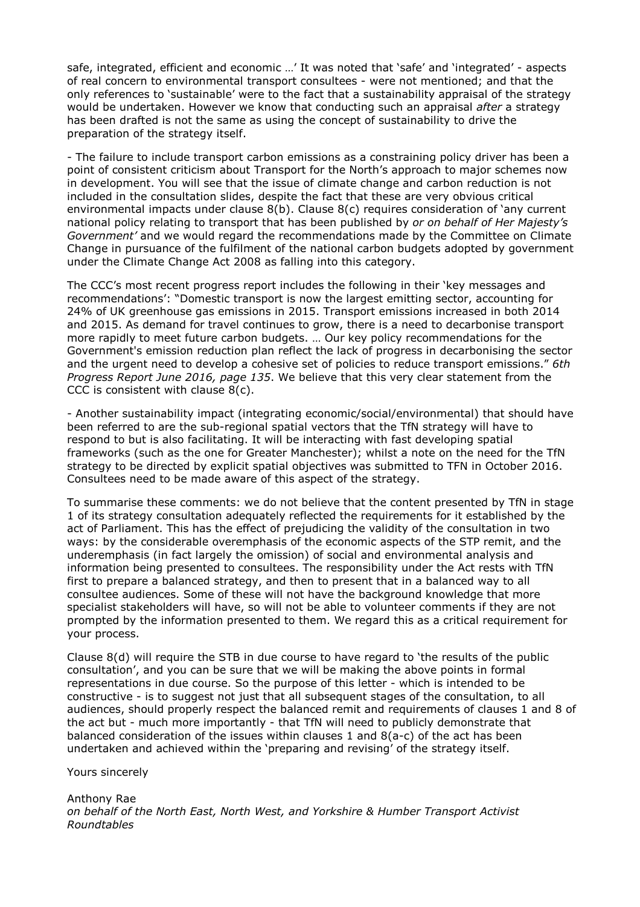safe, integrated, efficient and economic …' It was noted that 'safe' and 'integrated' - aspects of real concern to environmental transport consultees - were not mentioned; and that the only references to 'sustainable' were to the fact that a sustainability appraisal of the strategy would be undertaken. However we know that conducting such an appraisal *after* a strategy has been drafted is not the same as using the concept of sustainability to drive the preparation of the strategy itself.

- The failure to include transport carbon emissions as a constraining policy driver has been a point of consistent criticism about Transport for the North's approach to major schemes now in development. You will see that the issue of climate change and carbon reduction is not included in the consultation slides, despite the fact that these are very obvious critical environmental impacts under clause 8(b). Clause 8(c) requires consideration of 'any current national policy relating to transport that has been published by *or on behalf of Her Majesty's Government'* and we would regard the recommendations made by the Committee on Climate Change in pursuance of the fulfilment of the national carbon budgets adopted by government under the Climate Change Act 2008 as falling into this category.

The CCC's most recent progress report includes the following in their 'key messages and recommendations': "Domestic transport is now the largest emitting sector, accounting for 24% of UK greenhouse gas emissions in 2015. Transport emissions increased in both 2014 and 2015. As demand for travel continues to grow, there is a need to decarbonise transport more rapidly to meet future carbon budgets. … Our key policy recommendations for the Government's emission reduction plan reflect the lack of progress in decarbonising the sector and the urgent need to develop a cohesive set of policies to reduce transport emissions." *6th Progress Report June 2016, page 135*. We believe that this very clear statement from the CCC is consistent with clause 8(c).

- Another sustainability impact (integrating economic/social/environmental) that should have been referred to are the sub-regional spatial vectors that the TfN strategy will have to respond to but is also facilitating. It will be interacting with fast developing spatial frameworks (such as the one for Greater Manchester); whilst a note on the need for the TfN strategy to be directed by explicit spatial objectives was submitted to TFN in October 2016. Consultees need to be made aware of this aspect of the strategy.

To summarise these comments: we do not believe that the content presented by TfN in stage 1 of its strategy consultation adequately reflected the requirements for it established by the act of Parliament. This has the effect of prejudicing the validity of the consultation in two ways: by the considerable overemphasis of the economic aspects of the STP remit, and the underemphasis (in fact largely the omission) of social and environmental analysis and information being presented to consultees. The responsibility under the Act rests with TfN first to prepare a balanced strategy, and then to present that in a balanced way to all consultee audiences. Some of these will not have the background knowledge that more specialist stakeholders will have, so will not be able to volunteer comments if they are not prompted by the information presented to them. We regard this as a critical requirement for your process.

Clause 8(d) will require the STB in due course to have regard to 'the results of the public consultation', and you can be sure that we will be making the above points in formal representations in due course. So the purpose of this letter - which is intended to be constructive - is to suggest not just that all subsequent stages of the consultation, to all audiences, should properly respect the balanced remit and requirements of clauses 1 and 8 of the act but - much more importantly - that TfN will need to publicly demonstrate that balanced consideration of the issues within clauses 1 and 8(a-c) of the act has been undertaken and achieved within the 'preparing and revising' of the strategy itself.

Yours sincerely

Anthony Rae
*on behalf of the North East, North West, and Yorkshire & Humber Transport Activist Roundtables*